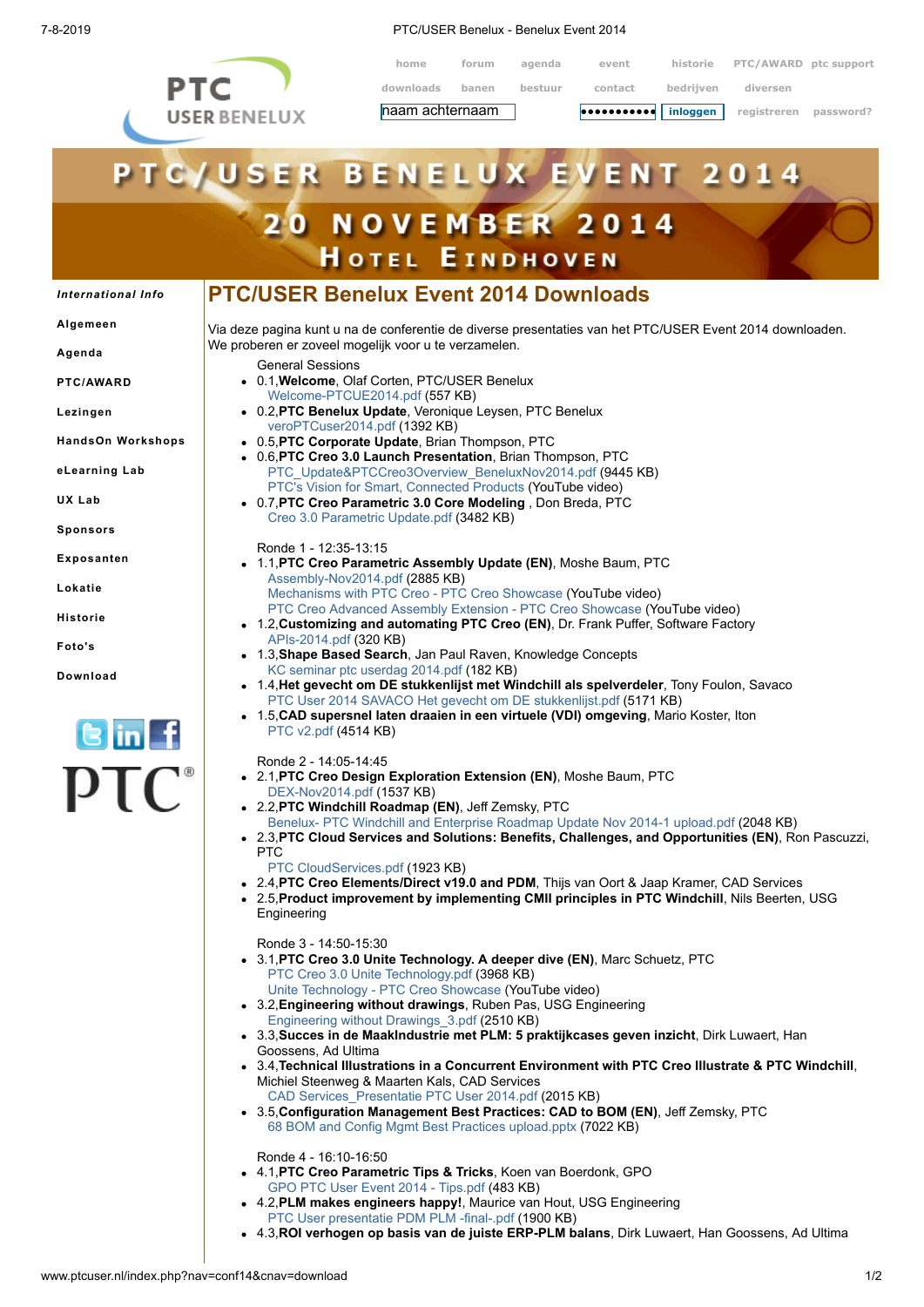home forum agenda event historie PTC/AWARD ptc support
downloads banen bestuur contact bedrijven diversen

naam achternaam | inloggen | registreren | password?

# PTC/USER BENELUX EVENT 2014

## 20 NOVEMBER 2014

## HOTEL EINDHOVEN

*International Info*

- Algemeen
- Agenda
- PTC/AWARD
- Lezingen
- HandsOn Workshops
- eLearning Lab
- UX Lab
- Sponsors
- Exposanten
- Lokatie
- Historie
- Foto's
- Download

# PTC/USER Benelux Event 2014 Downloads

Via deze pagina kunt u na de conferentie de diverse presentaties van het PTC/USER Event 2014 downloaden. We proberen er zoveel mogelijk voor u te verzamelen.

General Sessions

- 0.1,**Welcome**, Olaf Corten, PTC/USER Benelux
  Welcome-PTCUE2014.pdf (557 KB)
- 0.2,**PTC Benelux Update**, Veronique Leysen, PTC Benelux
  veroPTCuser2014.pdf (1392 KB)
- 0.5,**PTC Corporate Update**, Brian Thompson, PTC
- 0.6,**PTC Creo 3.0 Launch Presentation**, Brian Thompson, PTC
  PTC_Update&PTCCreo3Overview_BeneluxNov2014.pdf (9445 KB)
  PTC's Vision for Smart, Connected Products (YouTube video)
- 0.7,**PTC Creo Parametric 3.0 Core Modeling** , Don Breda, PTC
  Creo 3.0 Parametric Update.pdf (3482 KB)

Ronde 1 - 12:35-13:15

- 1.1,**PTC Creo Parametric Assembly Update (EN)**, Moshe Baum, PTC
  Assembly-Nov2014.pdf (2885 KB)
  Mechanisms with PTC Creo - PTC Creo Showcase (YouTube video)
  PTC Creo Advanced Assembly Extension - PTC Creo Showcase (YouTube video)
- 1.2,**Customizing and automating PTC Creo (EN)**, Dr. Frank Puffer, Software Factory
  APIs-2014.pdf (320 KB)
- 1.3,**Shape Based Search**, Jan Paul Raven, Knowledge Concepts
  KC seminar ptc userdag 2014.pdf (182 KB)
- 1.4,**Het gevecht om DE stukkenlijst met Windchill als spelverdeler**, Tony Foulon, Savaco
  PTC User 2014 SAVACO Het gevecht om DE stukkenlijst.pdf (5171 KB)
- 1.5,**CAD supersnel laten draaien in een virtuele (VDI) omgeving**, Mario Koster, Iton
  PTC v2.pdf (4514 KB)

Ronde 2 - 14:05-14:45

- 2.1,**PTC Creo Design Exploration Extension (EN)**, Moshe Baum, PTC
  DEX-Nov2014.pdf (1537 KB)
- 2.2,**PTC Windchill Roadmap (EN)**, Jeff Zemsky, PTC
  Benelux- PTC Windchill and Enterprise Roadmap Update Nov 2014-1 upload.pdf (2048 KB)
- 2.3,**PTC Cloud Services and Solutions: Benefits, Challenges, and Opportunities (EN)**, Ron Pascuzzi, PTC
  PTC CloudServices.pdf (1923 KB)
- 2.4,**PTC Creo Elements/Direct v19.0 and PDM**, Thijs van Oort & Jaap Kramer, CAD Services
- 2.5,**Product improvement by implementing CMII principles in PTC Windchill**, Nils Beerten, USG Engineering

Ronde 3 - 14:50-15:30

- 3.1,**PTC Creo 3.0 Unite Technology. A deeper dive (EN)**, Marc Schuetz, PTC
  PTC Creo 3.0 Unite Technology.pdf (3968 KB)
  Unite Technology - PTC Creo Showcase (YouTube video)
- 3.2,**Engineering without drawings**, Ruben Pas, USG Engineering
  Engineering without Drawings_3.pdf (2510 KB)
- 3.3,**Succes in de MaakIndustrie met PLM: 5 praktijkcases geven inzicht**, Dirk Luwaert, Han Goossens, Ad Ultima
- 3.4,**Technical Illustrations in a Concurrent Environment with PTC Creo Illustrate & PTC Windchill**, Michiel Steenweg & Maarten Kals, CAD Services
  CAD Services_Presentatie PTC User 2014.pdf (2015 KB)
- 3.5,**Configuration Management Best Practices: CAD to BOM (EN)**, Jeff Zemsky, PTC
  68 BOM and Config Mgmt Best Practices upload.pptx (7022 KB)

Ronde 4 - 16:10-16:50

- 4.1,**PTC Creo Parametric Tips & Tricks**, Koen van Boerdonk, GPO
  GPO PTC User Event 2014 - Tips.pdf (483 KB)
- 4.2,**PLM makes engineers happy!**, Maurice van Hout, USG Engineering
  PTC User presentatie PDM PLM -final-.pdf (1900 KB)
- 4.3,**ROI verhogen op basis van de juiste ERP-PLM balans**, Dirk Luwaert, Han Goossens, Ad Ultima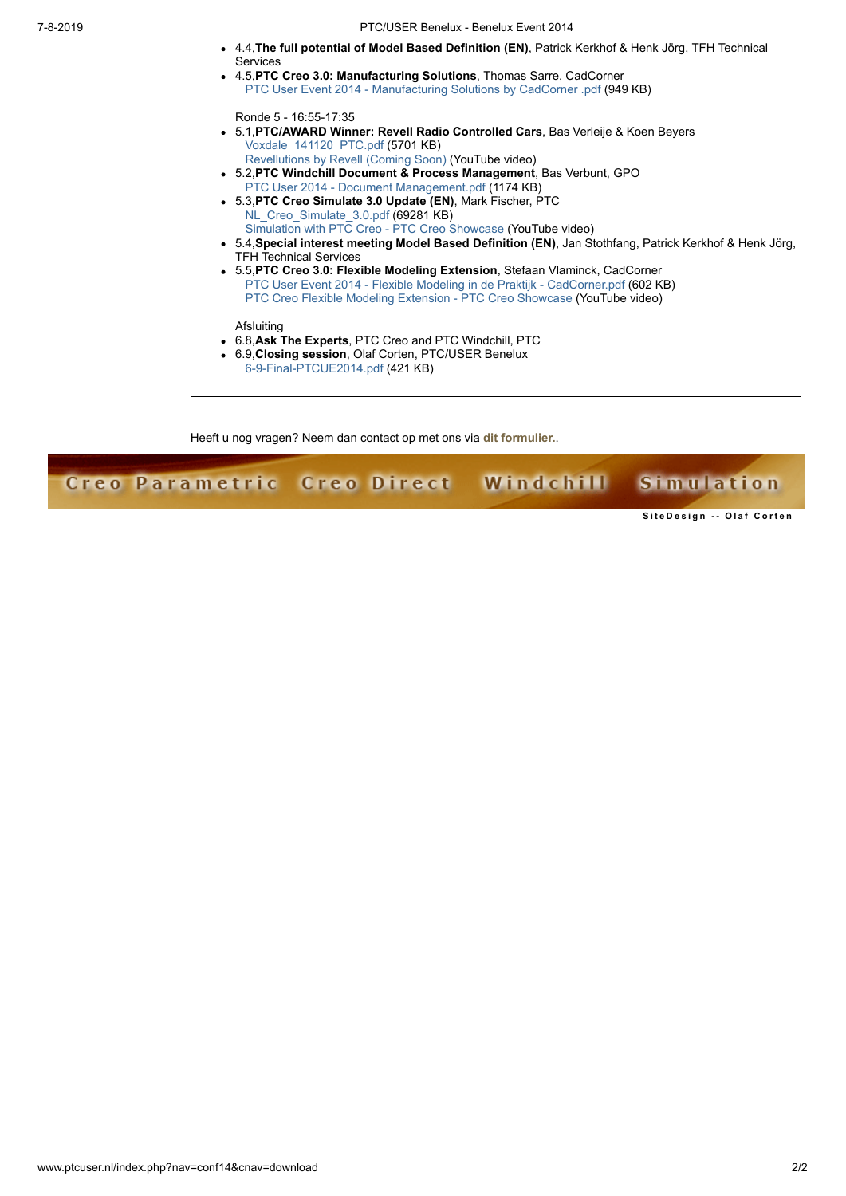- 4.4,**The full potential of Model Based Definition (EN)**, Patrick Kerkhof & Henk Jörg, TFH Technical Services
- 4.5,**PTC Creo 3.0: Manufacturing Solutions**, Thomas Sarre, CadCorner
  PTC User Event 2014 - Manufacturing Solutions by CadCorner .pdf (949 KB)

Ronde 5 - 16:55-17:35

- 5.1,**PTC/AWARD Winner: Revell Radio Controlled Cars**, Bas Verleije & Koen Beyers
  Voxdale_141120_PTC.pdf (5701 KB)
  Revellutions by Revell (Coming Soon) (YouTube video)
- 5.2,**PTC Windchill Document & Process Management**, Bas Verbunt, GPO
  PTC User 2014 - Document Management.pdf (1174 KB)
- 5.3,**PTC Creo Simulate 3.0 Update (EN)**, Mark Fischer, PTC
  NL_Creo_Simulate_3.0.pdf (69281 KB)
  Simulation with PTC Creo - PTC Creo Showcase (YouTube video)
- 5.4,**Special interest meeting Model Based Definition (EN)**, Jan Stothfang, Patrick Kerkhof & Henk Jörg, TFH Technical Services
- 5.5,**PTC Creo 3.0: Flexible Modeling Extension**, Stefaan Vlaminck, CadCorner
  PTC User Event 2014 - Flexible Modeling in de Praktijk - CadCorner.pdf (602 KB)
  PTC Creo Flexible Modeling Extension - PTC Creo Showcase (YouTube video)

Afsluiting

- 6.8,**Ask The Experts**, PTC Creo and PTC Windchill, PTC
- 6.9,**Closing session**, Olaf Corten, PTC/USER Benelux
  6-9-Final-PTCUE2014.pdf (421 KB)

---

Heeft u nog vragen? Neem dan contact op met ons via **dit formulier**..

Creo Parametric Creo Direct Windchill Simulation

SiteDesign -- Olaf Corten